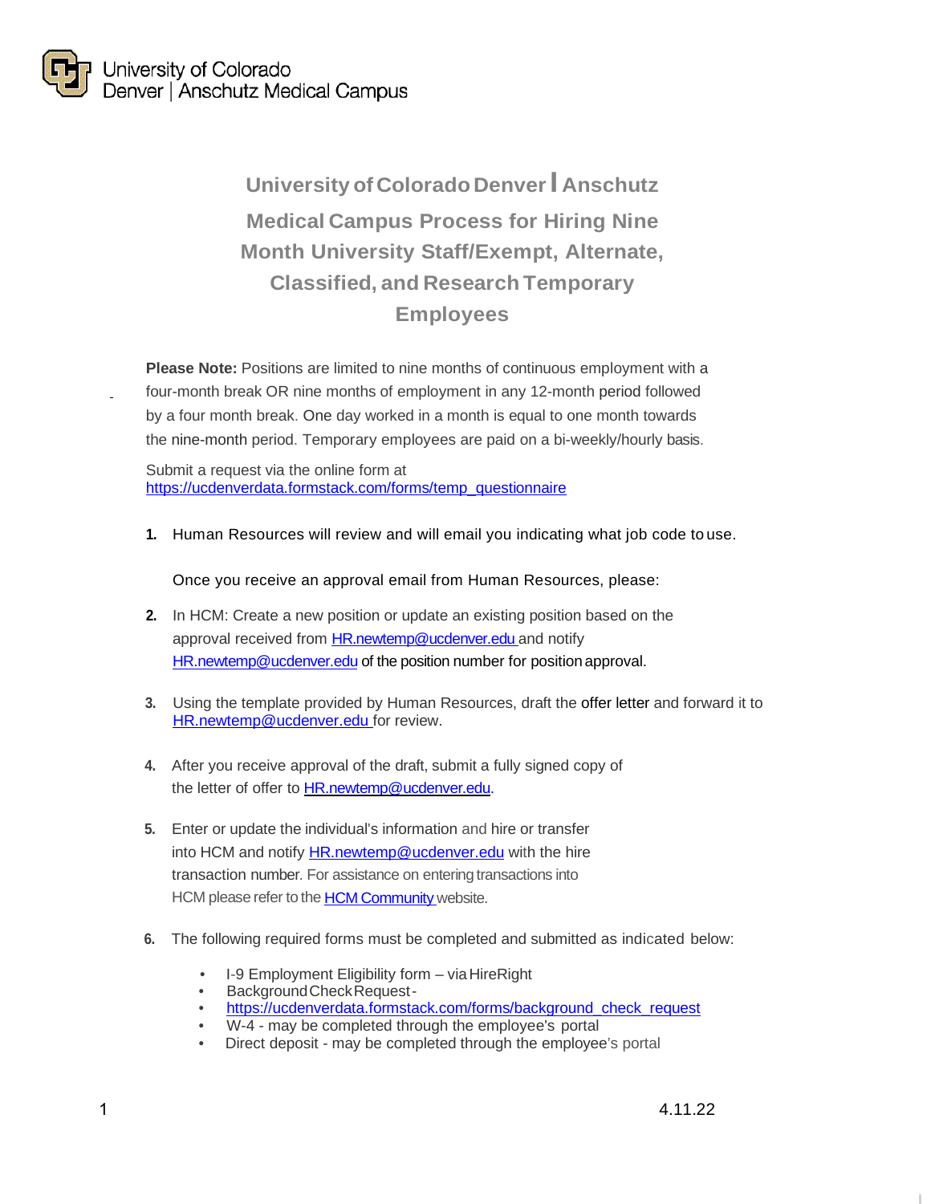University of Colorado Denver | Anschutz Medical Campus

# University of Colorado Denver | Anschutz Medical Campus Process for Hiring Nine Month University Staff/Exempt, Alternate, Classified, and Research Temporary Employees

**Please Note:** Positions are limited to nine months of continuous employment with a four-month break OR nine months of employment in any 12-month period followed by a four month break. One day worked in a month is equal to one month towards the nine-month period. Temporary employees are paid on a bi-weekly/hourly basis.

Submit a request via the online form at https://ucdenverdata.formstack.com/forms/temp_questionnaire

1. Human Resources will review and will email you indicating what job code to use.

   Once you receive an approval email from Human Resources, please:

2. In HCM: Create a new position or update an existing position based on the approval received from HR.newtemp@ucdenver.edu and notify HR.newtemp@ucdenver.edu of the position number for position approval.

3. Using the template provided by Human Resources, draft the offer letter and forward it to HR.newtemp@ucdenver.edu for review.

4. After you receive approval of the draft, submit a fully signed copy of the letter of offer to HR.newtemp@ucdenver.edu.

5. Enter or update the individual's information and hire or transfer into HCM and notify HR.newtemp@ucdenver.edu with the hire transaction number. For assistance on entering transactions into HCM please refer to the HCM Community website.

6. The following required forms must be completed and submitted as indicated below:

   - I-9 Employment Eligibility form – via HireRight
   - Background Check Request -
   - https://ucdenverdata.formstack.com/forms/background_check_request
   - W-4 - may be completed through the employee's portal
   - Direct deposit - may be completed through the employee's portal

4.11.22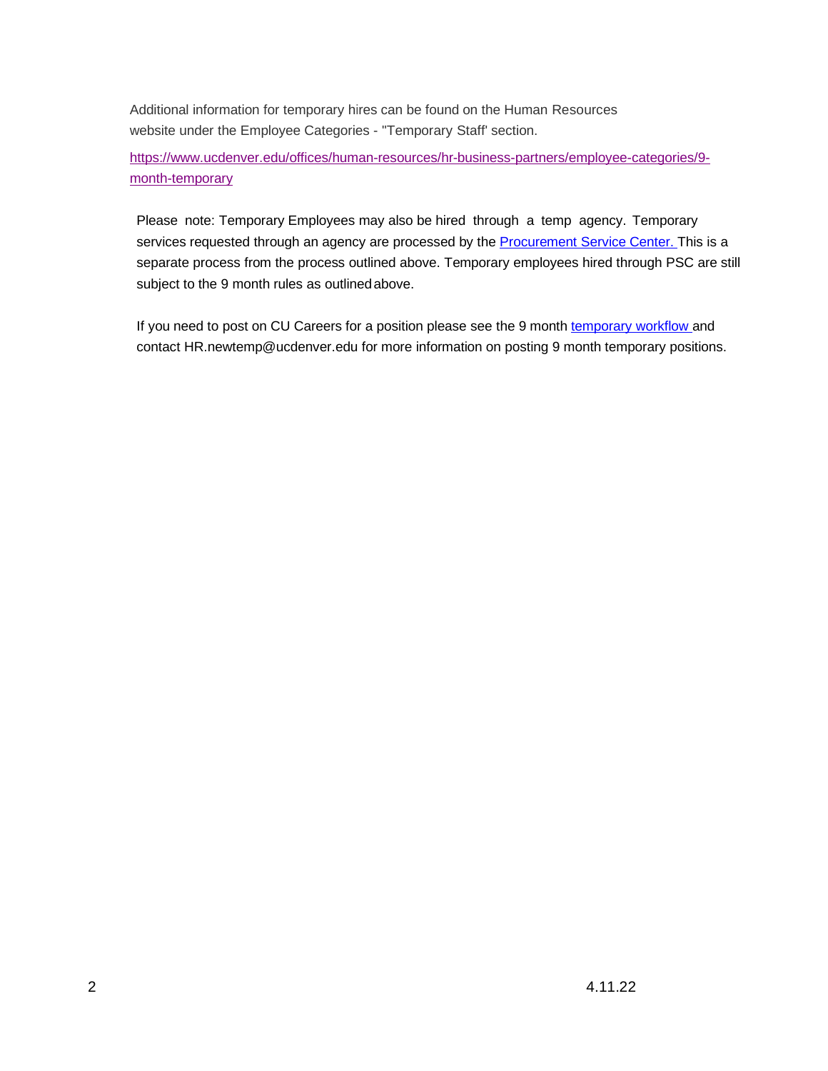Additional information for temporary hires can be found on the Human Resources website under the Employee Categories - "Temporary Staff' section.

[https://www.ucdenver.edu/offices/human-resources/hr-business-partners/employee-categories/9-month-temporary](https://www.ucdenver.edu/offices/human-resources/hr-business-partners/employee-categories/9-month-temporary)

Please note: Temporary Employees may also be hired through a temp agency. Temporary services requested through an agency are processed by the Procurement Service Center. This is a separate process from the process outlined above. Temporary employees hired through PSC are still subject to the 9 month rules as outlined above.

If you need to post on CU Careers for a position please see the 9 month temporary workflow and contact HR.newtemp@ucdenver.edu for more information on posting 9 month temporary positions.